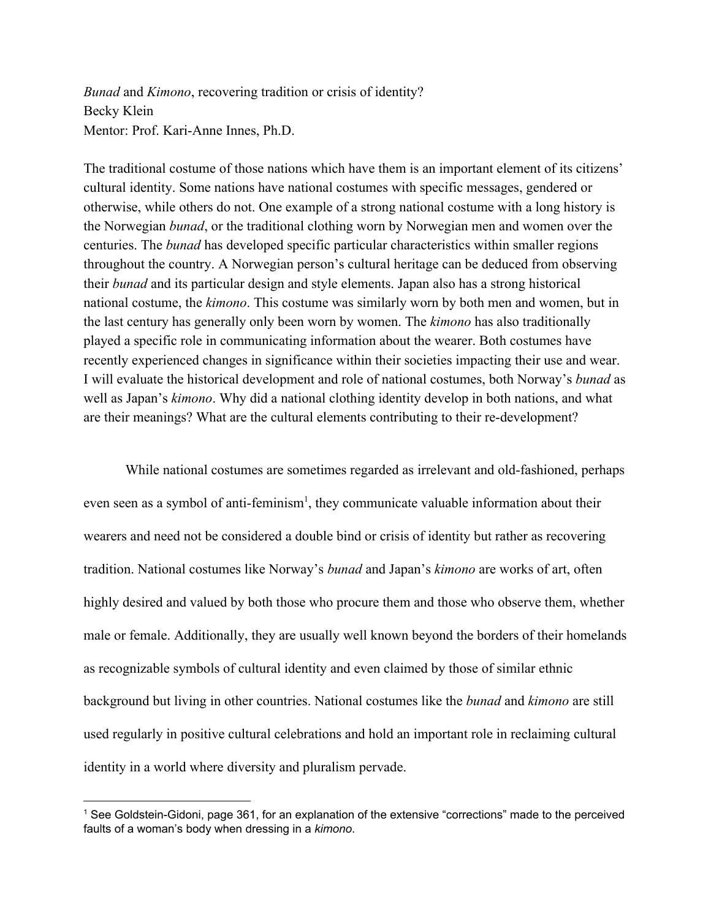*Bunad* and *Kimono*, recovering tradition or crisis of identity?
Becky Klein
Mentor: Prof. Kari-Anne Innes, Ph.D.

The traditional costume of those nations which have them is an important element of its citizens' cultural identity. Some nations have national costumes with specific messages, gendered or otherwise, while others do not. One example of a strong national costume with a long history is the Norwegian *bunad*, or the traditional clothing worn by Norwegian men and women over the centuries. The *bunad* has developed specific particular characteristics within smaller regions throughout the country. A Norwegian person's cultural heritage can be deduced from observing their *bunad* and its particular design and style elements. Japan also has a strong historical national costume, the *kimono*. This costume was similarly worn by both men and women, but in the last century has generally only been worn by women. The *kimono* has also traditionally played a specific role in communicating information about the wearer. Both costumes have recently experienced changes in significance within their societies impacting their use and wear. I will evaluate the historical development and role of national costumes, both Norway's *bunad* as well as Japan's *kimono*. Why did a national clothing identity develop in both nations, and what are their meanings? What are the cultural elements contributing to their re-development?

While national costumes are sometimes regarded as irrelevant and old-fashioned, perhaps even seen as a symbol of anti-feminism[1], they communicate valuable information about their wearers and need not be considered a double bind or crisis of identity but rather as recovering tradition. National costumes like Norway's *bunad* and Japan's *kimono* are works of art, often highly desired and valued by both those who procure them and those who observe them, whether male or female. Additionally, they are usually well known beyond the borders of their homelands as recognizable symbols of cultural identity and even claimed by those of similar ethnic background but living in other countries. National costumes like the *bunad* and *kimono* are still used regularly in positive cultural celebrations and hold an important role in reclaiming cultural identity in a world where diversity and pluralism pervade.

[1] See Goldstein-Gidoni, page 361, for an explanation of the extensive "corrections" made to the perceived faults of a woman's body when dressing in a *kimono*.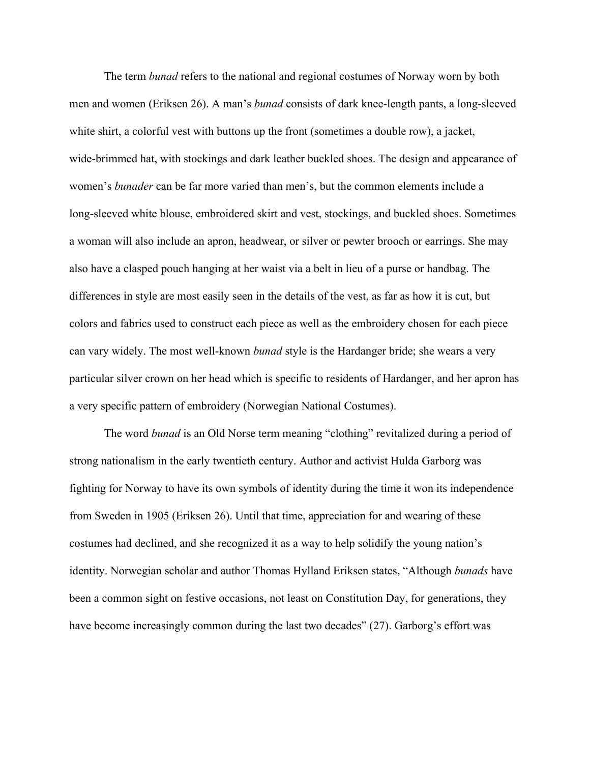The term *bunad* refers to the national and regional costumes of Norway worn by both men and women (Eriksen 26). A man's *bunad* consists of dark knee-length pants, a long-sleeved white shirt, a colorful vest with buttons up the front (sometimes a double row), a jacket, wide-brimmed hat, with stockings and dark leather buckled shoes. The design and appearance of women's *bunader* can be far more varied than men's, but the common elements include a long-sleeved white blouse, embroidered skirt and vest, stockings, and buckled shoes. Sometimes a woman will also include an apron, headwear, or silver or pewter brooch or earrings. She may also have a clasped pouch hanging at her waist via a belt in lieu of a purse or handbag. The differences in style are most easily seen in the details of the vest, as far as how it is cut, but colors and fabrics used to construct each piece as well as the embroidery chosen for each piece can vary widely. The most well-known *bunad* style is the Hardanger bride; she wears a very particular silver crown on her head which is specific to residents of Hardanger, and her apron has a very specific pattern of embroidery (Norwegian National Costumes).

The word *bunad* is an Old Norse term meaning "clothing" revitalized during a period of strong nationalism in the early twentieth century. Author and activist Hulda Garborg was fighting for Norway to have its own symbols of identity during the time it won its independence from Sweden in 1905 (Eriksen 26). Until that time, appreciation for and wearing of these costumes had declined, and she recognized it as a way to help solidify the young nation's identity. Norwegian scholar and author Thomas Hylland Eriksen states, "Although *bunads* have been a common sight on festive occasions, not least on Constitution Day, for generations, they have become increasingly common during the last two decades" (27). Garborg's effort was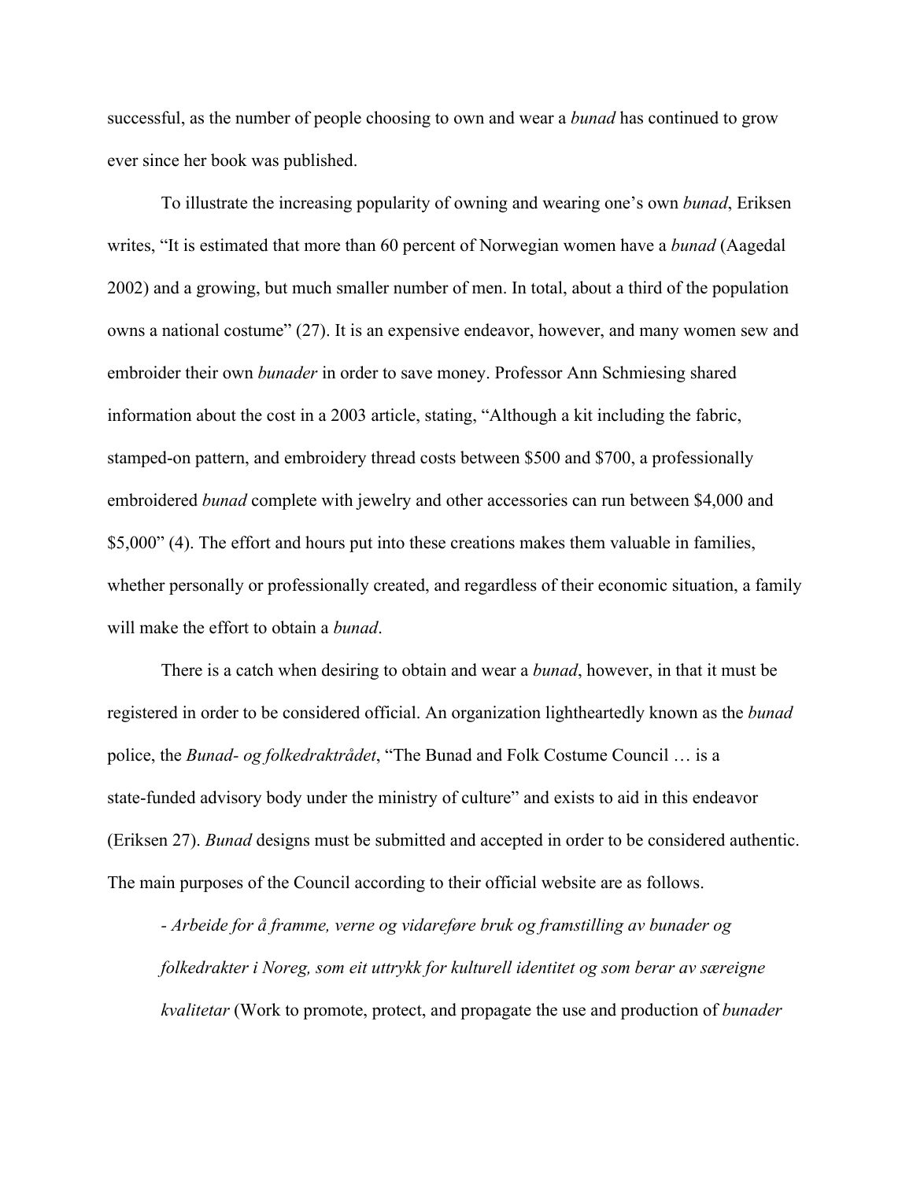successful, as the number of people choosing to own and wear a *bunad* has continued to grow ever since her book was published.

To illustrate the increasing popularity of owning and wearing one's own *bunad*, Eriksen writes, "It is estimated that more than 60 percent of Norwegian women have a *bunad* (Aagedal 2002) and a growing, but much smaller number of men. In total, about a third of the population owns a national costume" (27). It is an expensive endeavor, however, and many women sew and embroider their own *bunader* in order to save money. Professor Ann Schmiesing shared information about the cost in a 2003 article, stating, "Although a kit including the fabric, stamped-on pattern, and embroidery thread costs between $500 and $700, a professionally embroidered *bunad* complete with jewelry and other accessories can run between $4,000 and $5,000" (4). The effort and hours put into these creations makes them valuable in families, whether personally or professionally created, and regardless of their economic situation, a family will make the effort to obtain a *bunad*.

There is a catch when desiring to obtain and wear a *bunad*, however, in that it must be registered in order to be considered official. An organization lightheartedly known as the *bunad* police, the *Bunad- og folkedraktrådet*, "The Bunad and Folk Costume Council … is a state-funded advisory body under the ministry of culture" and exists to aid in this endeavor (Eriksen 27). *Bunad* designs must be submitted and accepted in order to be considered authentic. The main purposes of the Council according to their official website are as follows.

> - *Arbeide for å framme, verne og vidareføre bruk og framstilling av bunader og folkedrakter i Noreg, som eit uttrykk for kulturell identitet og som berar av særeigne kvalitetar* (Work to promote, protect, and propagate the use and production of *bunader*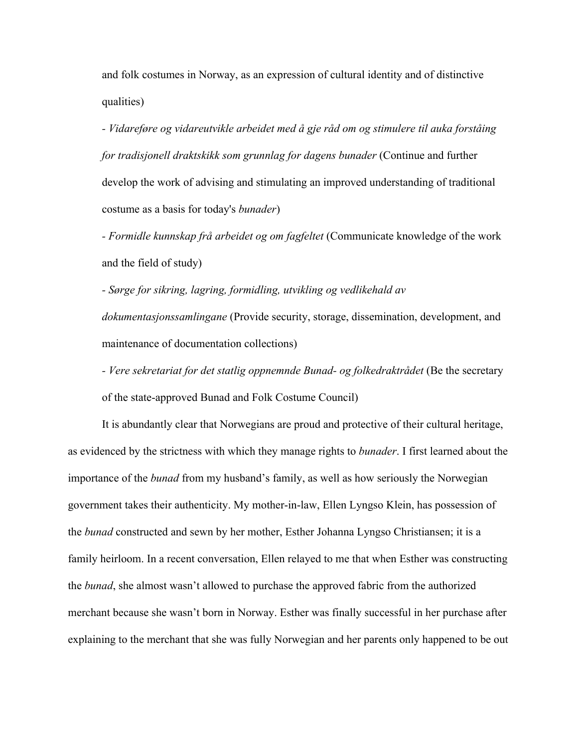and folk costumes in Norway, as an expression of cultural identity and of distinctive qualities)

- *Vidareføre og vidareutvikle arbeidet med å gje råd om og stimulere til auka forståing for tradisjonell draktskikk som grunnlag for dagens bunader* (Continue and further develop the work of advising and stimulating an improved understanding of traditional costume as a basis for today's *bunader*)
- *Formidle kunnskap frå arbeidet og om fagfeltet* (Communicate knowledge of the work and the field of study)
- *Sørge for sikring, lagring, formidling, utvikling og vedlikehald av dokumentasjonssamlingane* (Provide security, storage, dissemination, development, and maintenance of documentation collections)
- *Vere sekretariat for det statlig oppnemnde Bunad- og folkedraktrådet* (Be the secretary of the state-approved Bunad and Folk Costume Council)

It is abundantly clear that Norwegians are proud and protective of their cultural heritage, as evidenced by the strictness with which they manage rights to *bunader*. I first learned about the importance of the *bunad* from my husband's family, as well as how seriously the Norwegian government takes their authenticity. My mother-in-law, Ellen Lyngso Klein, has possession of the *bunad* constructed and sewn by her mother, Esther Johanna Lyngso Christiansen; it is a family heirloom. In a recent conversation, Ellen relayed to me that when Esther was constructing the *bunad*, she almost wasn't allowed to purchase the approved fabric from the authorized merchant because she wasn't born in Norway. Esther was finally successful in her purchase after explaining to the merchant that she was fully Norwegian and her parents only happened to be out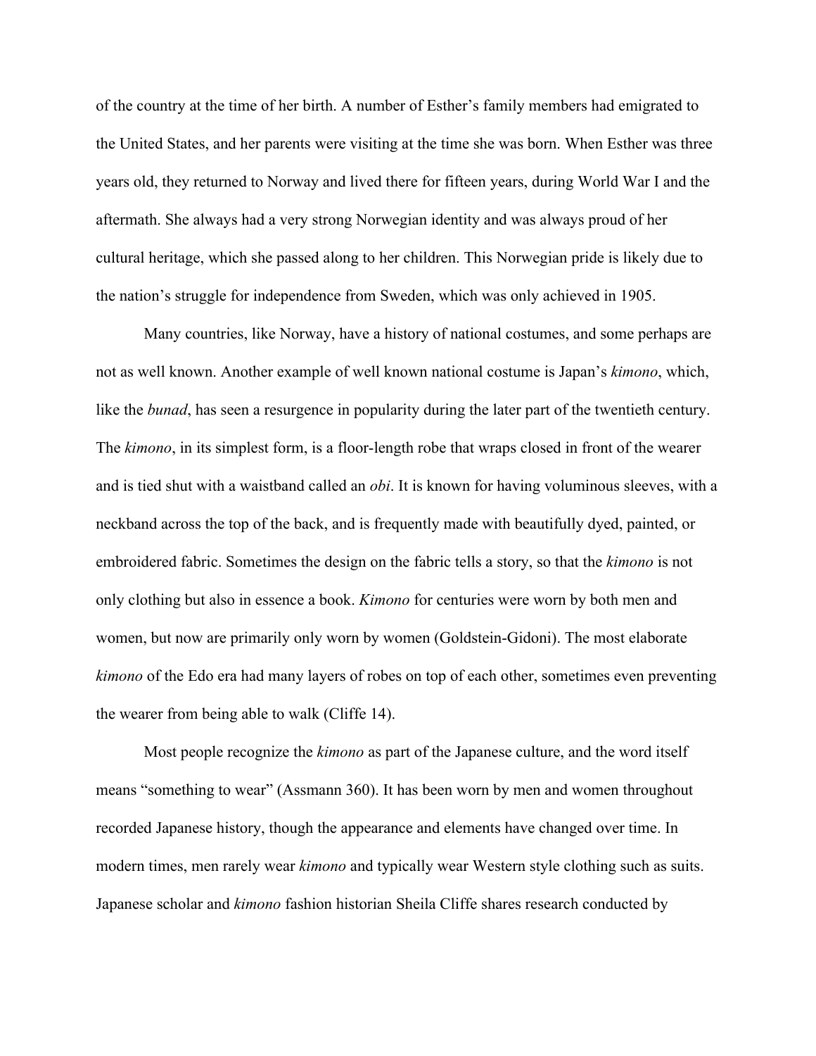of the country at the time of her birth. A number of Esther's family members had emigrated to the United States, and her parents were visiting at the time she was born. When Esther was three years old, they returned to Norway and lived there for fifteen years, during World War I and the aftermath. She always had a very strong Norwegian identity and was always proud of her cultural heritage, which she passed along to her children. This Norwegian pride is likely due to the nation's struggle for independence from Sweden, which was only achieved in 1905.

Many countries, like Norway, have a history of national costumes, and some perhaps are not as well known. Another example of well known national costume is Japan's *kimono*, which, like the *bunad*, has seen a resurgence in popularity during the later part of the twentieth century. The *kimono*, in its simplest form, is a floor-length robe that wraps closed in front of the wearer and is tied shut with a waistband called an *obi*. It is known for having voluminous sleeves, with a neckband across the top of the back, and is frequently made with beautifully dyed, painted, or embroidered fabric. Sometimes the design on the fabric tells a story, so that the *kimono* is not only clothing but also in essence a book. *Kimono* for centuries were worn by both men and women, but now are primarily only worn by women (Goldstein-Gidoni). The most elaborate *kimono* of the Edo era had many layers of robes on top of each other, sometimes even preventing the wearer from being able to walk (Cliffe 14).

Most people recognize the *kimono* as part of the Japanese culture, and the word itself means "something to wear" (Assmann 360). It has been worn by men and women throughout recorded Japanese history, though the appearance and elements have changed over time. In modern times, men rarely wear *kimono* and typically wear Western style clothing such as suits. Japanese scholar and *kimono* fashion historian Sheila Cliffe shares research conducted by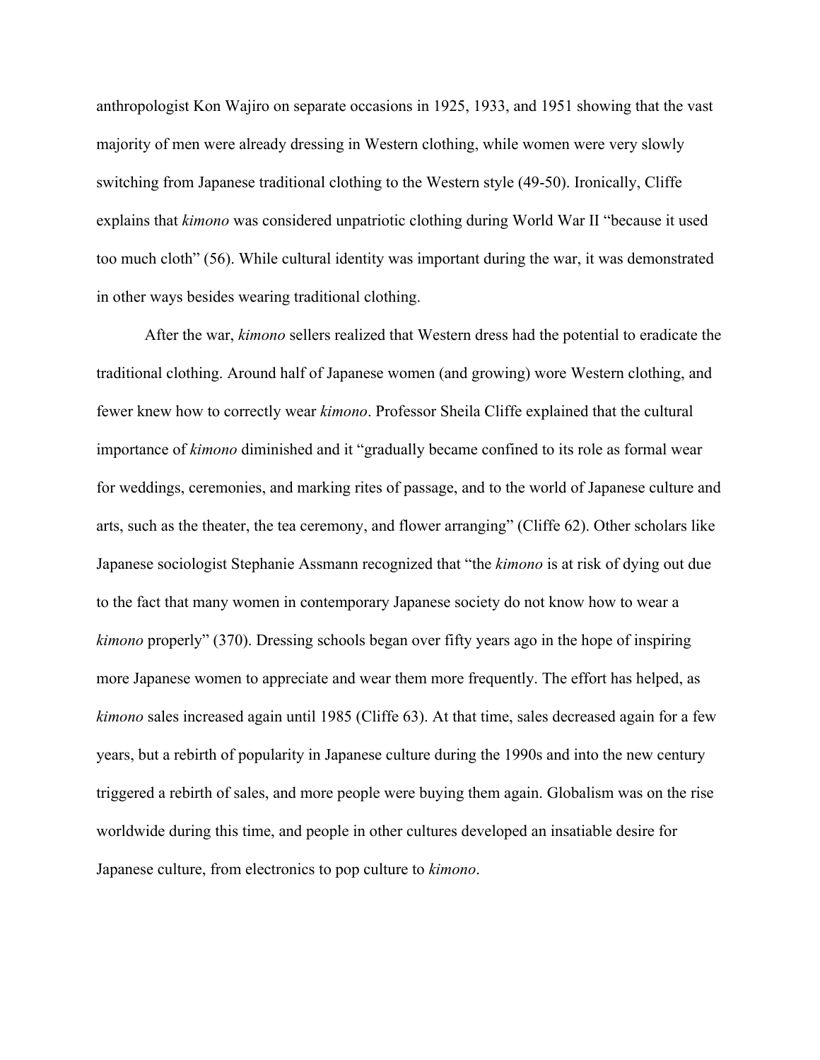anthropologist Kon Wajiro on separate occasions in 1925, 1933, and 1951 showing that the vast majority of men were already dressing in Western clothing, while women were very slowly switching from Japanese traditional clothing to the Western style (49-50). Ironically, Cliffe explains that *kimono* was considered unpatriotic clothing during World War II "because it used too much cloth" (56). While cultural identity was important during the war, it was demonstrated in other ways besides wearing traditional clothing.

After the war, *kimono* sellers realized that Western dress had the potential to eradicate the traditional clothing. Around half of Japanese women (and growing) wore Western clothing, and fewer knew how to correctly wear *kimono*. Professor Sheila Cliffe explained that the cultural importance of *kimono* diminished and it "gradually became confined to its role as formal wear for weddings, ceremonies, and marking rites of passage, and to the world of Japanese culture and arts, such as the theater, the tea ceremony, and flower arranging" (Cliffe 62). Other scholars like Japanese sociologist Stephanie Assmann recognized that "the *kimono* is at risk of dying out due to the fact that many women in contemporary Japanese society do not know how to wear a *kimono* properly" (370). Dressing schools began over fifty years ago in the hope of inspiring more Japanese women to appreciate and wear them more frequently. The effort has helped, as *kimono* sales increased again until 1985 (Cliffe 63). At that time, sales decreased again for a few years, but a rebirth of popularity in Japanese culture during the 1990s and into the new century triggered a rebirth of sales, and more people were buying them again. Globalism was on the rise worldwide during this time, and people in other cultures developed an insatiable desire for Japanese culture, from electronics to pop culture to *kimono*.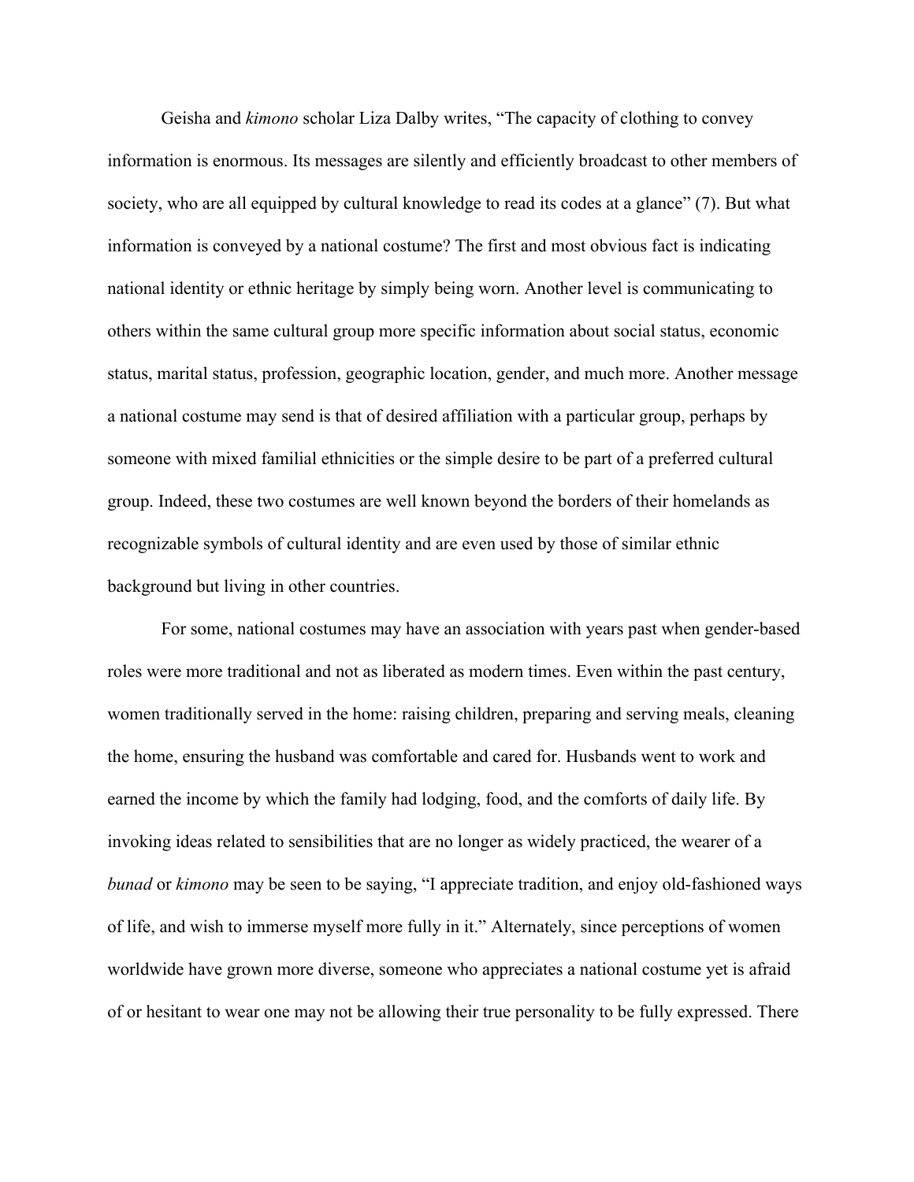Geisha and *kimono* scholar Liza Dalby writes, "The capacity of clothing to convey information is enormous. Its messages are silently and efficiently broadcast to other members of society, who are all equipped by cultural knowledge to read its codes at a glance" (7). But what information is conveyed by a national costume? The first and most obvious fact is indicating national identity or ethnic heritage by simply being worn. Another level is communicating to others within the same cultural group more specific information about social status, economic status, marital status, profession, geographic location, gender, and much more. Another message a national costume may send is that of desired affiliation with a particular group, perhaps by someone with mixed familial ethnicities or the simple desire to be part of a preferred cultural group. Indeed, these two costumes are well known beyond the borders of their homelands as recognizable symbols of cultural identity and are even used by those of similar ethnic background but living in other countries.

For some, national costumes may have an association with years past when gender-based roles were more traditional and not as liberated as modern times. Even within the past century, women traditionally served in the home: raising children, preparing and serving meals, cleaning the home, ensuring the husband was comfortable and cared for. Husbands went to work and earned the income by which the family had lodging, food, and the comforts of daily life. By invoking ideas related to sensibilities that are no longer as widely practiced, the wearer of a *bunad* or *kimono* may be seen to be saying, "I appreciate tradition, and enjoy old-fashioned ways of life, and wish to immerse myself more fully in it." Alternately, since perceptions of women worldwide have grown more diverse, someone who appreciates a national costume yet is afraid of or hesitant to wear one may not be allowing their true personality to be fully expressed. There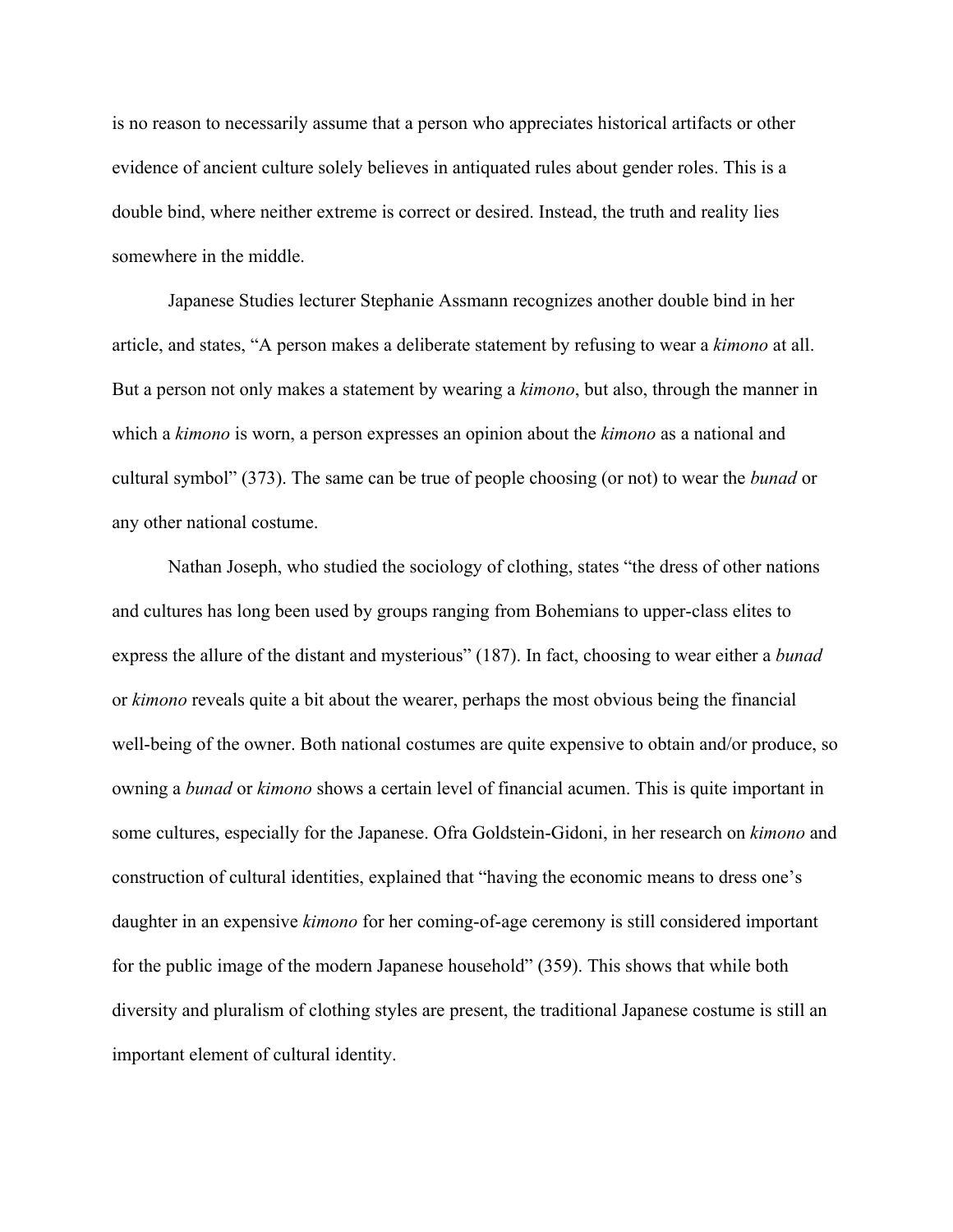is no reason to necessarily assume that a person who appreciates historical artifacts or other evidence of ancient culture solely believes in antiquated rules about gender roles. This is a double bind, where neither extreme is correct or desired. Instead, the truth and reality lies somewhere in the middle.

Japanese Studies lecturer Stephanie Assmann recognizes another double bind in her article, and states, "A person makes a deliberate statement by refusing to wear a *kimono* at all. But a person not only makes a statement by wearing a *kimono*, but also, through the manner in which a *kimono* is worn, a person expresses an opinion about the *kimono* as a national and cultural symbol" (373). The same can be true of people choosing (or not) to wear the *bunad* or any other national costume.

Nathan Joseph, who studied the sociology of clothing, states "the dress of other nations and cultures has long been used by groups ranging from Bohemians to upper-class elites to express the allure of the distant and mysterious" (187). In fact, choosing to wear either a *bunad* or *kimono* reveals quite a bit about the wearer, perhaps the most obvious being the financial well-being of the owner. Both national costumes are quite expensive to obtain and/or produce, so owning a *bunad* or *kimono* shows a certain level of financial acumen. This is quite important in some cultures, especially for the Japanese. Ofra Goldstein-Gidoni, in her research on *kimono* and construction of cultural identities, explained that "having the economic means to dress one's daughter in an expensive *kimono* for her coming-of-age ceremony is still considered important for the public image of the modern Japanese household" (359). This shows that while both diversity and pluralism of clothing styles are present, the traditional Japanese costume is still an important element of cultural identity.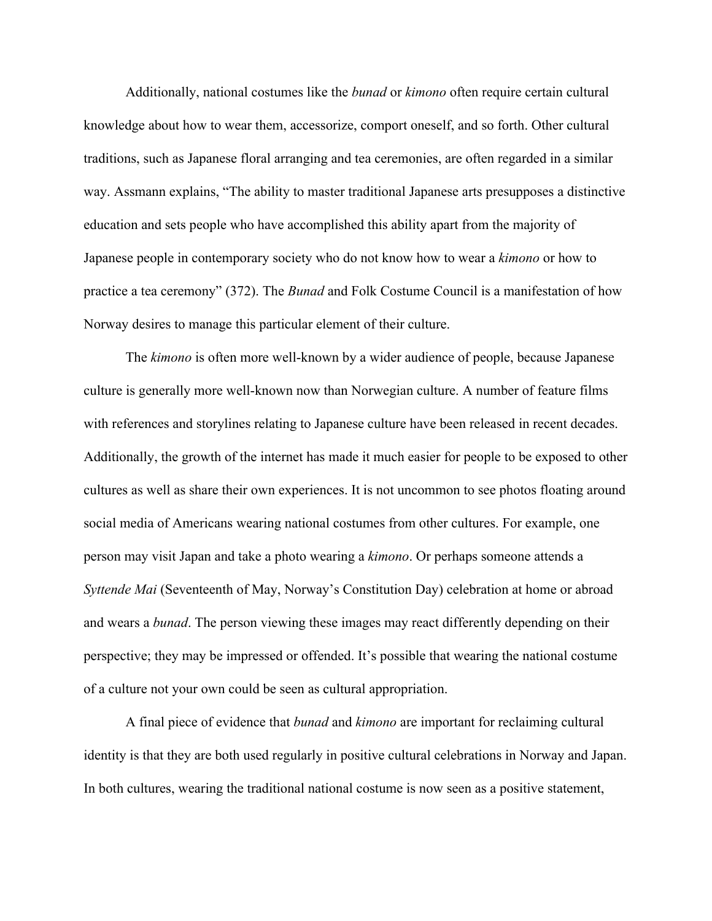Additionally, national costumes like the *bunad* or *kimono* often require certain cultural knowledge about how to wear them, accessorize, comport oneself, and so forth. Other cultural traditions, such as Japanese floral arranging and tea ceremonies, are often regarded in a similar way. Assmann explains, "The ability to master traditional Japanese arts presupposes a distinctive education and sets people who have accomplished this ability apart from the majority of Japanese people in contemporary society who do not know how to wear a *kimono* or how to practice a tea ceremony" (372). The *Bunad* and Folk Costume Council is a manifestation of how Norway desires to manage this particular element of their culture.

The *kimono* is often more well-known by a wider audience of people, because Japanese culture is generally more well-known now than Norwegian culture. A number of feature films with references and storylines relating to Japanese culture have been released in recent decades. Additionally, the growth of the internet has made it much easier for people to be exposed to other cultures as well as share their own experiences. It is not uncommon to see photos floating around social media of Americans wearing national costumes from other cultures. For example, one person may visit Japan and take a photo wearing a *kimono*. Or perhaps someone attends a *Syttende Mai* (Seventeenth of May, Norway's Constitution Day) celebration at home or abroad and wears a *bunad*. The person viewing these images may react differently depending on their perspective; they may be impressed or offended. It's possible that wearing the national costume of a culture not your own could be seen as cultural appropriation.

A final piece of evidence that *bunad* and *kimono* are important for reclaiming cultural identity is that they are both used regularly in positive cultural celebrations in Norway and Japan. In both cultures, wearing the traditional national costume is now seen as a positive statement,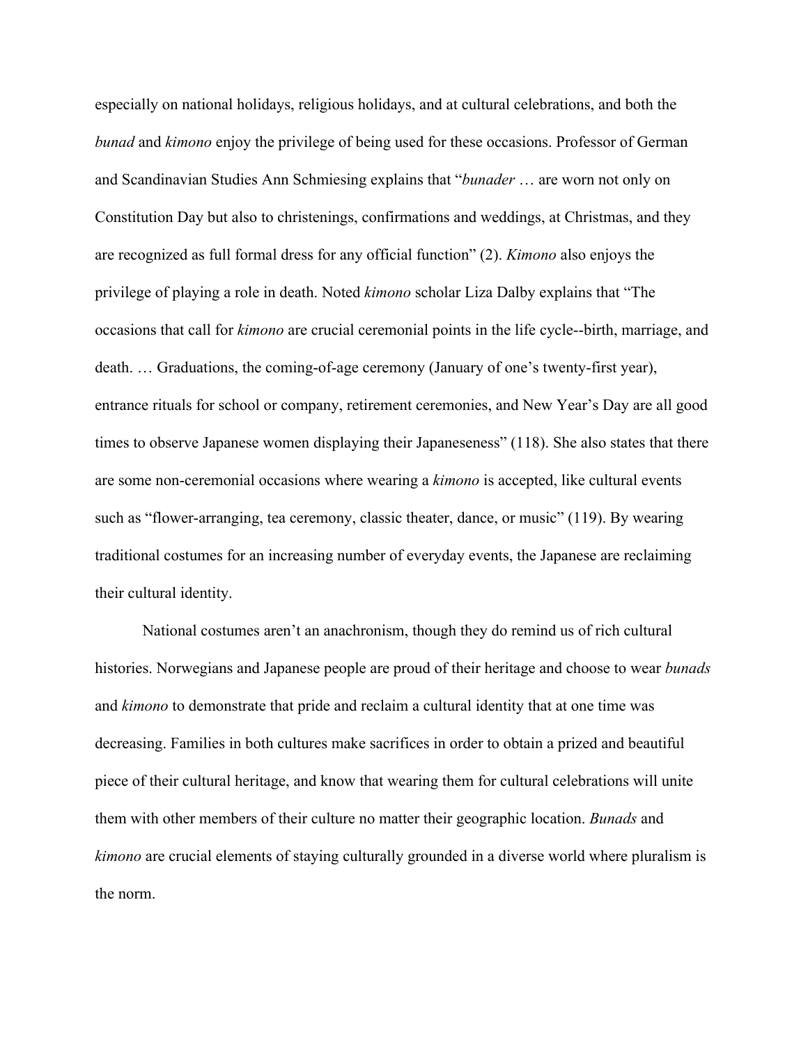especially on national holidays, religious holidays, and at cultural celebrations, and both the *bunad* and *kimono* enjoy the privilege of being used for these occasions. Professor of German and Scandinavian Studies Ann Schmiesing explains that "*bunader* … are worn not only on Constitution Day but also to christenings, confirmations and weddings, at Christmas, and they are recognized as full formal dress for any official function" (2). *Kimono* also enjoys the privilege of playing a role in death. Noted *kimono* scholar Liza Dalby explains that "The occasions that call for *kimono* are crucial ceremonial points in the life cycle--birth, marriage, and death. … Graduations, the coming-of-age ceremony (January of one's twenty-first year), entrance rituals for school or company, retirement ceremonies, and New Year's Day are all good times to observe Japanese women displaying their Japaneseness" (118). She also states that there are some non-ceremonial occasions where wearing a *kimono* is accepted, like cultural events such as "flower-arranging, tea ceremony, classic theater, dance, or music" (119). By wearing traditional costumes for an increasing number of everyday events, the Japanese are reclaiming their cultural identity.

National costumes aren't an anachronism, though they do remind us of rich cultural histories. Norwegians and Japanese people are proud of their heritage and choose to wear *bunads* and *kimono* to demonstrate that pride and reclaim a cultural identity that at one time was decreasing. Families in both cultures make sacrifices in order to obtain a prized and beautiful piece of their cultural heritage, and know that wearing them for cultural celebrations will unite them with other members of their culture no matter their geographic location. *Bunads* and *kimono* are crucial elements of staying culturally grounded in a diverse world where pluralism is the norm.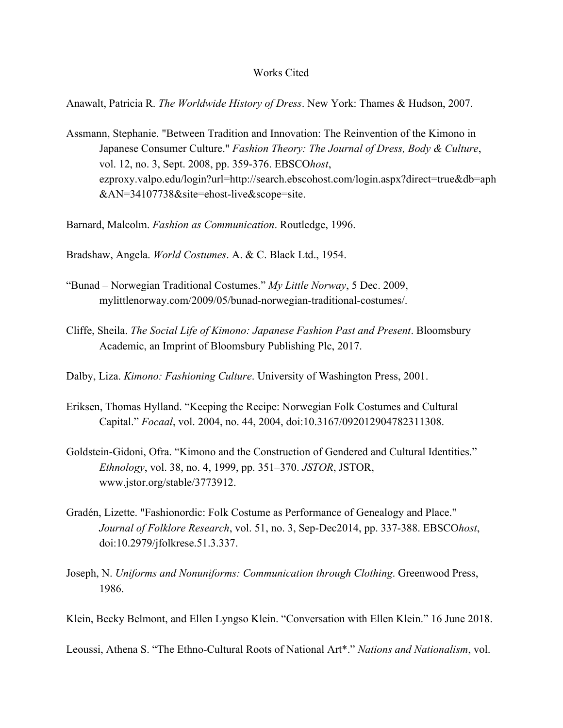# Works Cited

Anawalt, Patricia R. *The Worldwide History of Dress*. New York: Thames & Hudson, 2007.

Assmann, Stephanie. "Between Tradition and Innovation: The Reinvention of the Kimono in Japanese Consumer Culture." *Fashion Theory: The Journal of Dress, Body & Culture*, vol. 12, no. 3, Sept. 2008, pp. 359-376. EBSCO*host*, ezproxy.valpo.edu/login?url=http://search.ebscohost.com/login.aspx?direct=true&db=aph&AN=34107738&site=ehost-live&scope=site.

Barnard, Malcolm. *Fashion as Communication*. Routledge, 1996.

Bradshaw, Angela. *World Costumes*. A. & C. Black Ltd., 1954.

"Bunad – Norwegian Traditional Costumes." *My Little Norway*, 5 Dec. 2009, mylittlenorway.com/2009/05/bunad-norwegian-traditional-costumes/.

Cliffe, Sheila. *The Social Life of Kimono: Japanese Fashion Past and Present*. Bloomsbury Academic, an Imprint of Bloomsbury Publishing Plc, 2017.

Dalby, Liza. *Kimono: Fashioning Culture*. University of Washington Press, 2001.

Eriksen, Thomas Hylland. "Keeping the Recipe: Norwegian Folk Costumes and Cultural Capital." *Focaal*, vol. 2004, no. 44, 2004, doi:10.3167/092012904782311308.

Goldstein-Gidoni, Ofra. "Kimono and the Construction of Gendered and Cultural Identities." *Ethnology*, vol. 38, no. 4, 1999, pp. 351–370. *JSTOR*, JSTOR, www.jstor.org/stable/3773912.

Gradén, Lizette. "Fashionordic: Folk Costume as Performance of Genealogy and Place." *Journal of Folklore Research*, vol. 51, no. 3, Sep-Dec2014, pp. 337-388. EBSCO*host*, doi:10.2979/jfolkrese.51.3.337.

Joseph, N. *Uniforms and Nonuniforms: Communication through Clothing*. Greenwood Press, 1986.

Klein, Becky Belmont, and Ellen Lyngso Klein. "Conversation with Ellen Klein." 16 June 2018.

Leoussi, Athena S. "The Ethno-Cultural Roots of National Art*." *Nations and Nationalism*, vol.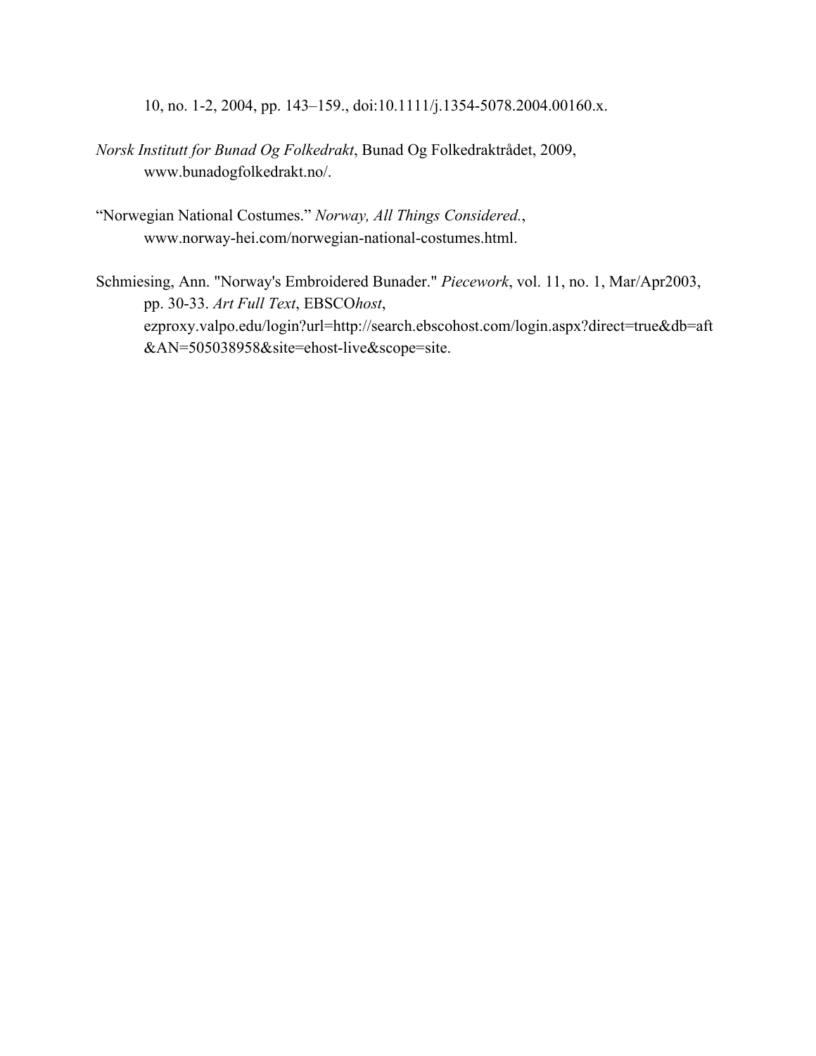10, no. 1-2, 2004, pp. 143–159., doi:10.1111/j.1354-5078.2004.00160.x.

*Norsk Institutt for Bunad Og Folkedrakt*, Bunad Og Folkedraktrådet, 2009, www.bunadogfolkedrakt.no/.

“Norwegian National Costumes.” *Norway, All Things Considered.*, www.norway-hei.com/norwegian-national-costumes.html.

Schmiesing, Ann. "Norway's Embroidered Bunader." *Piecework*, vol. 11, no. 1, Mar/Apr2003, pp. 30-33. *Art Full Text*, EBSCO*host*, ezproxy.valpo.edu/login?url=http://search.ebscohost.com/login.aspx?direct=true&db=aft&AN=505038958&site=ehost-live&scope=site.